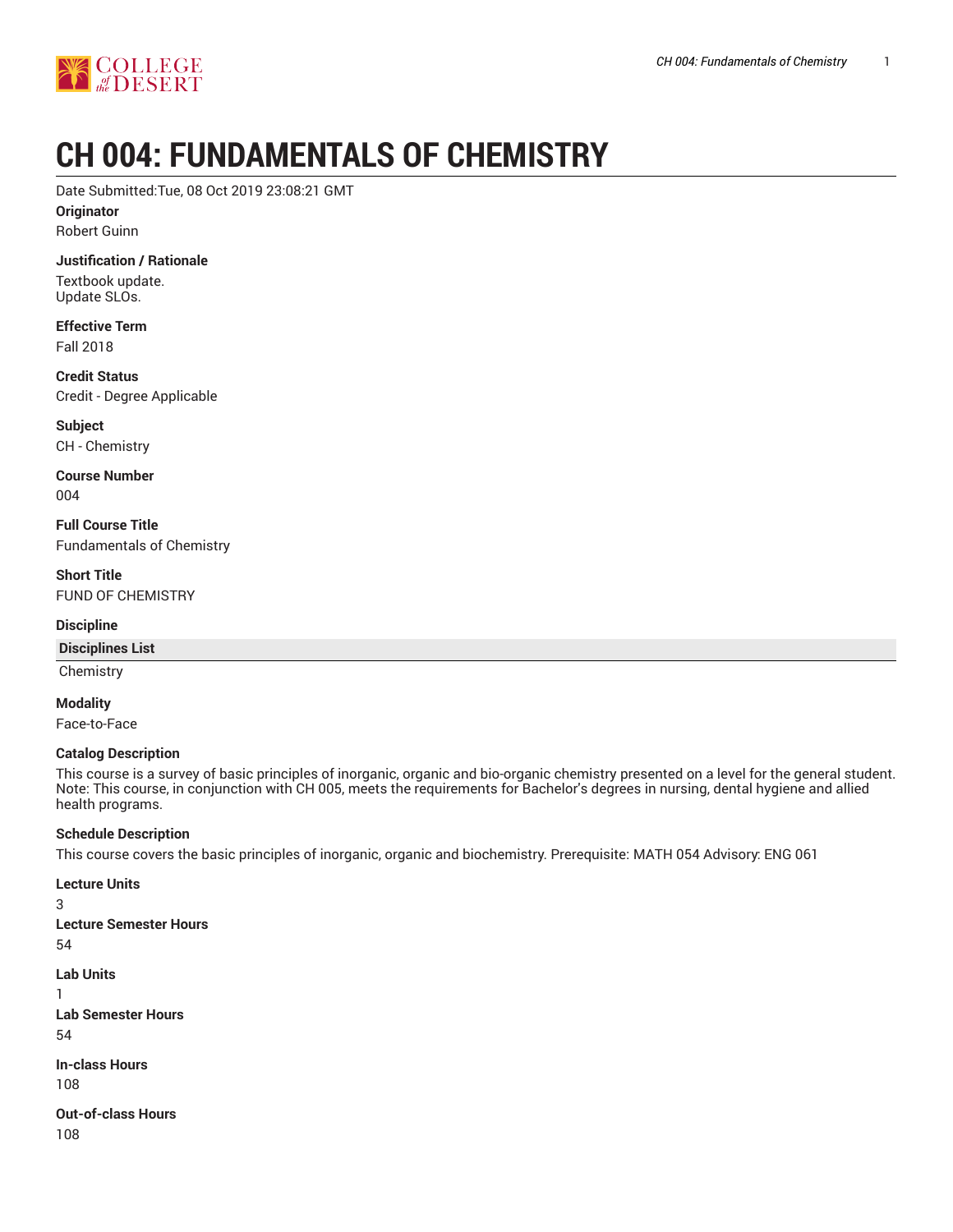# CH 004: FUNDAMENTALS OF CHEMISTRY

Date Submitted:Tue, 08 Oct 2019 23:08:21 GMT

**Originator**

Robert Guinn

**Justification / Rationale**

Textbook update.
Update SLOs.

**Effective Term**

Fall 2018

**Credit Status**

Credit - Degree Applicable

**Subject**

CH - Chemistry

**Course Number**

004

**Full Course Title**

Fundamentals of Chemistry

**Short Title**

FUND OF CHEMISTRY

**Discipline**

| Disciplines List |
|---|
| Chemistry |

**Modality**

Face-to-Face

**Catalog Description**

This course is a survey of basic principles of inorganic, organic and bio-organic chemistry presented on a level for the general student. Note: This course, in conjunction with CH 005, meets the requirements for Bachelor's degrees in nursing, dental hygiene and allied health programs.

**Schedule Description**

This course covers the basic principles of inorganic, organic and biochemistry. Prerequisite: MATH 054 Advisory: ENG 061

**Lecture Units**

3

**Lecture Semester Hours**

54

**Lab Units**

1

**Lab Semester Hours**

54

**In-class Hours**

108

**Out-of-class Hours**

108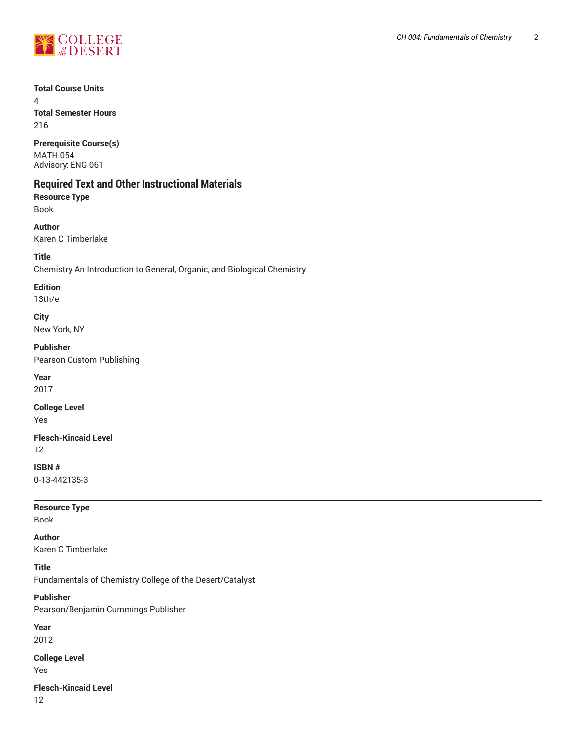**Total Course Units**
4
**Total Semester Hours**
216

**Prerequisite Course(s)**
MATH 054
Advisory: ENG 061

## Required Text and Other Instructional Materials

**Resource Type**
Book

**Author**
Karen C Timberlake

**Title**
Chemistry An Introduction to General, Organic, and Biological Chemistry

**Edition**
13th/e

**City**
New York, NY

**Publisher**
Pearson Custom Publishing

**Year**
2017

**College Level**
Yes

**Flesch-Kincaid Level**
12

**ISBN #**
0-13-442135-3

---

**Resource Type**
Book

**Author**
Karen C Timberlake

**Title**
Fundamentals of Chemistry College of the Desert/Catalyst

**Publisher**
Pearson/Benjamin Cummings Publisher

**Year**
2012

**College Level**
Yes

**Flesch-Kincaid Level**
12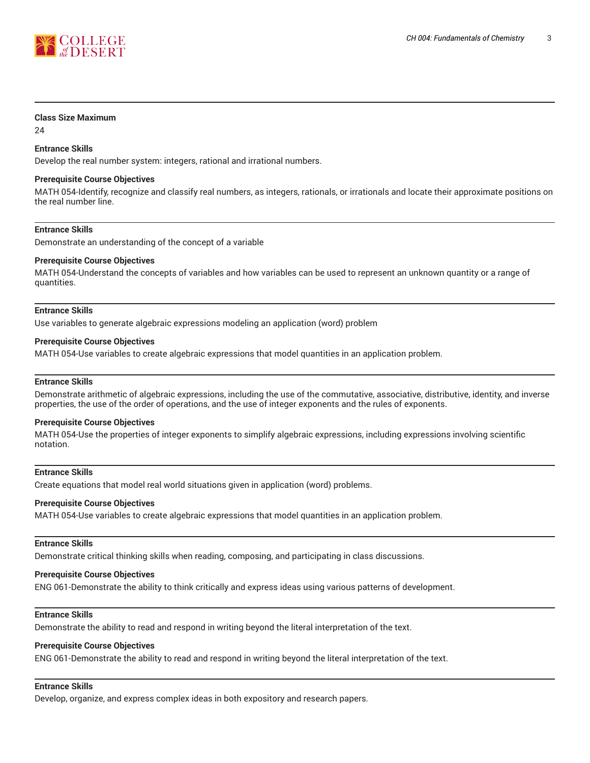**Class Size Maximum**

24

**Entrance Skills**

Develop the real number system: integers, rational and irrational numbers.

**Prerequisite Course Objectives**

MATH 054-Identify, recognize and classify real numbers, as integers, rationals, or irrationals and locate their approximate positions on the real number line.

---

**Entrance Skills**

Demonstrate an understanding of the concept of a variable

**Prerequisite Course Objectives**

MATH 054-Understand the concepts of variables and how variables can be used to represent an unknown quantity or a range of quantities.

---

**Entrance Skills**

Use variables to generate algebraic expressions modeling an application (word) problem

**Prerequisite Course Objectives**

MATH 054-Use variables to create algebraic expressions that model quantities in an application problem.

---

**Entrance Skills**

Demonstrate arithmetic of algebraic expressions, including the use of the commutative, associative, distributive, identity, and inverse properties, the use of the order of operations, and the use of integer exponents and the rules of exponents.

**Prerequisite Course Objectives**

MATH 054-Use the properties of integer exponents to simplify algebraic expressions, including expressions involving scientific notation.

---

**Entrance Skills**

Create equations that model real world situations given in application (word) problems.

**Prerequisite Course Objectives**

MATH 054-Use variables to create algebraic expressions that model quantities in an application problem.

---

**Entrance Skills**

Demonstrate critical thinking skills when reading, composing, and participating in class discussions.

**Prerequisite Course Objectives**

ENG 061-Demonstrate the ability to think critically and express ideas using various patterns of development.

---

**Entrance Skills**

Demonstrate the ability to read and respond in writing beyond the literal interpretation of the text.

**Prerequisite Course Objectives**

ENG 061-Demonstrate the ability to read and respond in writing beyond the literal interpretation of the text.

---

**Entrance Skills**

Develop, organize, and express complex ideas in both expository and research papers.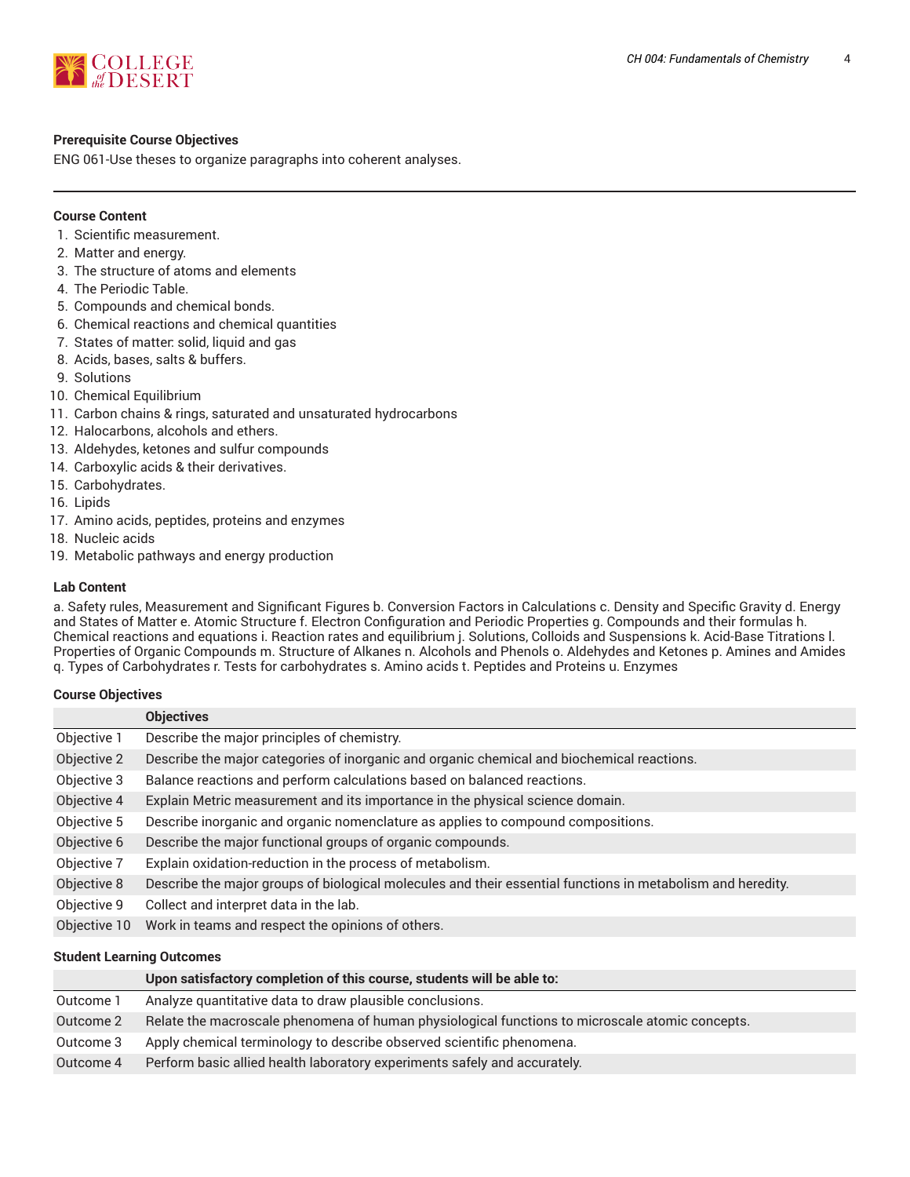**Prerequisite Course Objectives**

ENG 061-Use theses to organize paragraphs into coherent analyses.

---

**Course Content**

1. Scientific measurement.
2. Matter and energy.
3. The structure of atoms and elements
4. The Periodic Table.
5. Compounds and chemical bonds.
6. Chemical reactions and chemical quantities
7. States of matter: solid, liquid and gas
8. Acids, bases, salts & buffers.
9. Solutions
10. Chemical Equilibrium
11. Carbon chains & rings, saturated and unsaturated hydrocarbons
12. Halocarbons, alcohols and ethers.
13. Aldehydes, ketones and sulfur compounds
14. Carboxylic acids & their derivatives.
15. Carbohydrates.
16. Lipids
17. Amino acids, peptides, proteins and enzymes
18. Nucleic acids
19. Metabolic pathways and energy production

**Lab Content**

a. Safety rules, Measurement and Significant Figures b. Conversion Factors in Calculations c. Density and Specific Gravity d. Energy and States of Matter e. Atomic Structure f. Electron Configuration and Periodic Properties g. Compounds and their formulas h. Chemical reactions and equations i. Reaction rates and equilibrium j. Solutions, Colloids and Suspensions k. Acid-Base Titrations l. Properties of Organic Compounds m. Structure of Alkanes n. Alcohols and Phenols o. Aldehydes and Ketones p. Amines and Amides q. Types of Carbohydrates r. Tests for carbohydrates s. Amino acids t. Peptides and Proteins u. Enzymes

**Course Objectives**

| | Objectives |
|---|---|
| Objective 1 | Describe the major principles of chemistry. |
| Objective 2 | Describe the major categories of inorganic and organic chemical and biochemical reactions. |
| Objective 3 | Balance reactions and perform calculations based on balanced reactions. |
| Objective 4 | Explain Metric measurement and its importance in the physical science domain. |
| Objective 5 | Describe inorganic and organic nomenclature as applies to compound compositions. |
| Objective 6 | Describe the major functional groups of organic compounds. |
| Objective 7 | Explain oxidation-reduction in the process of metabolism. |
| Objective 8 | Describe the major groups of biological molecules and their essential functions in metabolism and heredity. |
| Objective 9 | Collect and interpret data in the lab. |
| Objective 10 | Work in teams and respect the opinions of others. |

**Student Learning Outcomes**

| | Upon satisfactory completion of this course, students will be able to: |
|---|---|
| Outcome 1 | Analyze quantitative data to draw plausible conclusions. |
| Outcome 2 | Relate the macroscale phenomena of human physiological functions to microscale atomic concepts. |
| Outcome 3 | Apply chemical terminology to describe observed scientific phenomena. |
| Outcome 4 | Perform basic allied health laboratory experiments safely and accurately. |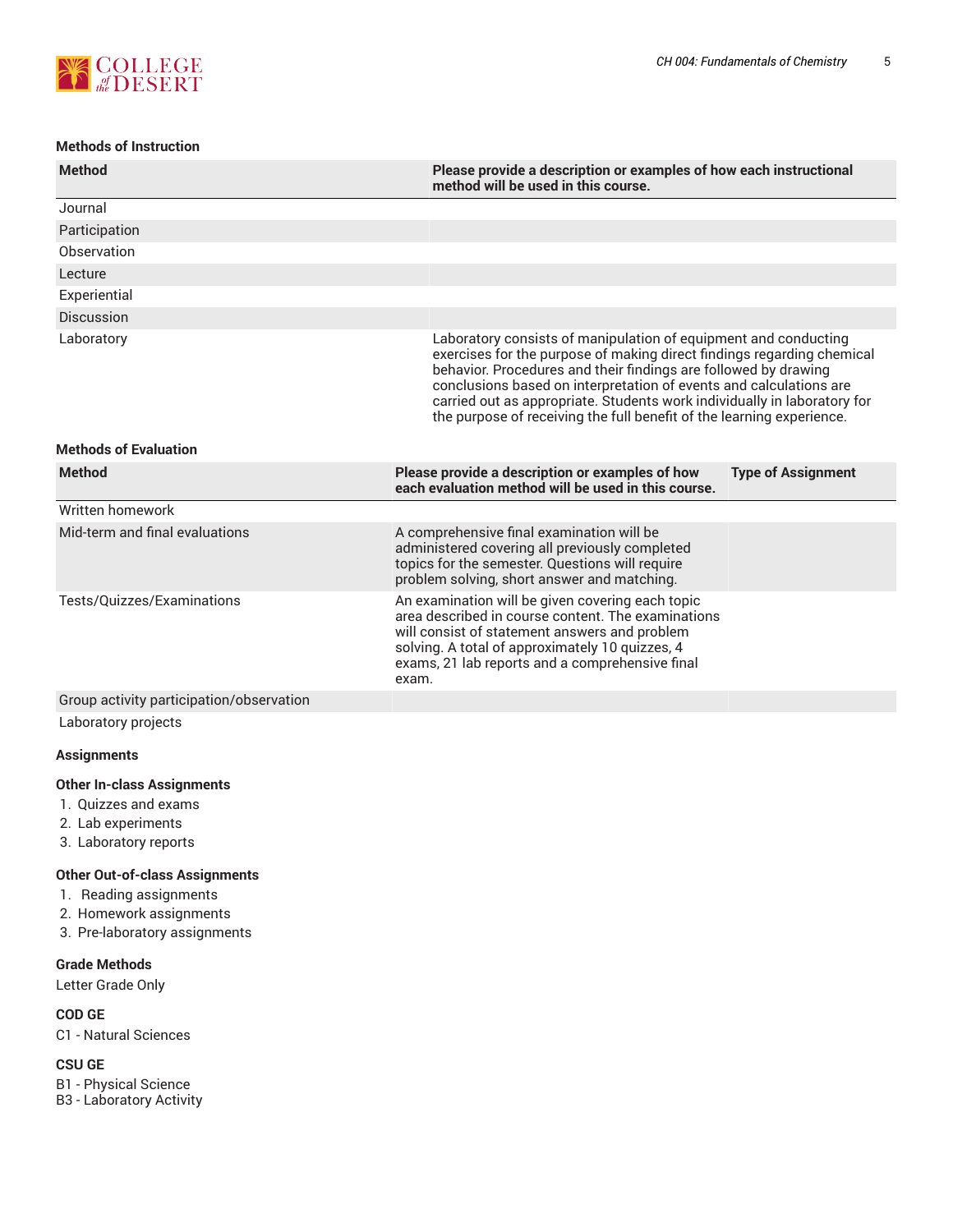### Methods of Instruction

| Method | Please provide a description or examples of how each instructional method will be used in this course. |
|---|---|
| Journal | |
| Participation | |
| Observation | |
| Lecture | |
| Experiential | |
| Discussion | |
| Laboratory | Laboratory consists of manipulation of equipment and conducting exercises for the purpose of making direct findings regarding chemical behavior. Procedures and their findings are followed by drawing conclusions based on interpretation of events and calculations are carried out as appropriate. Students work individually in laboratory for the purpose of receiving the full benefit of the learning experience. |

### Methods of Evaluation

| Method | Please provide a description or examples of how each evaluation method will be used in this course. | Type of Assignment |
|---|---|---|
| Written homework | | |
| Mid-term and final evaluations | A comprehensive final examination will be administered covering all previously completed topics for the semester. Questions will require problem solving, short answer and matching. | |
| Tests/Quizzes/Examinations | An examination will be given covering each topic area described in course content. The examinations will consist of statement answers and problem solving. A total of approximately 10 quizzes, 4 exams, 21 lab reports and a comprehensive final exam. | |
| Group activity participation/observation | | |
| Laboratory projects | | |

### Assignments

#### Other In-class Assignments

1. Quizzes and exams
2. Lab experiments
3. Laboratory reports

#### Other Out-of-class Assignments

1. Reading assignments
2. Homework assignments
3. Pre-laboratory assignments

### Grade Methods

Letter Grade Only

### COD GE

C1 - Natural Sciences

### CSU GE

B1 - Physical Science
B3 - Laboratory Activity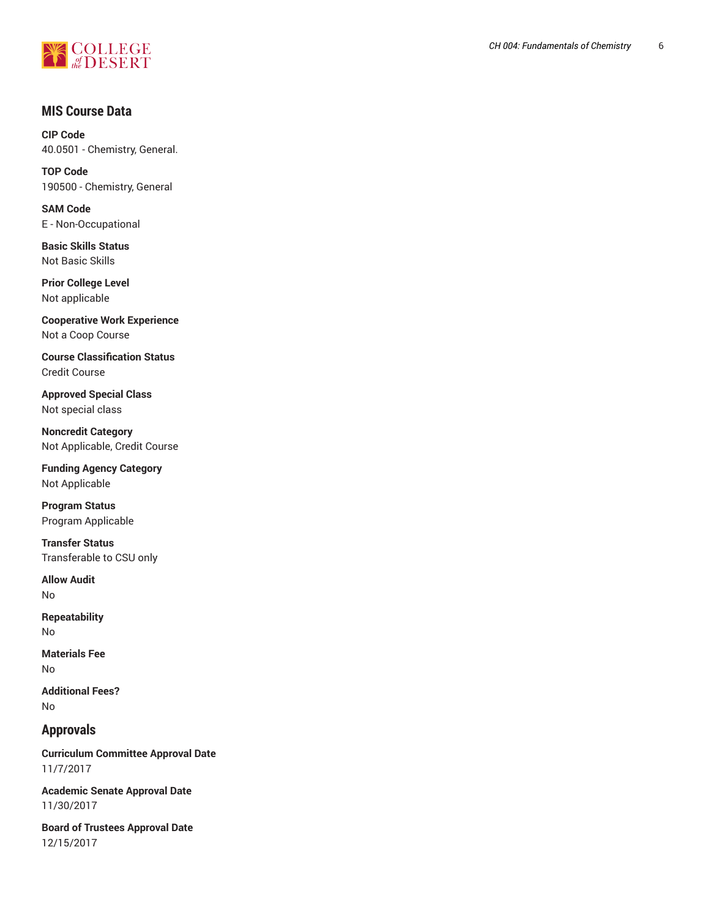## MIS Course Data

**CIP Code**
40.0501 - Chemistry, General.

**TOP Code**
190500 - Chemistry, General

**SAM Code**
E - Non-Occupational

**Basic Skills Status**
Not Basic Skills

**Prior College Level**
Not applicable

**Cooperative Work Experience**
Not a Coop Course

**Course Classification Status**
Credit Course

**Approved Special Class**
Not special class

**Noncredit Category**
Not Applicable, Credit Course

**Funding Agency Category**
Not Applicable

**Program Status**
Program Applicable

**Transfer Status**
Transferable to CSU only

**Allow Audit**
No

**Repeatability**
No

**Materials Fee**
No

**Additional Fees?**
No

## Approvals

**Curriculum Committee Approval Date**
11/7/2017

**Academic Senate Approval Date**
11/30/2017

**Board of Trustees Approval Date**
12/15/2017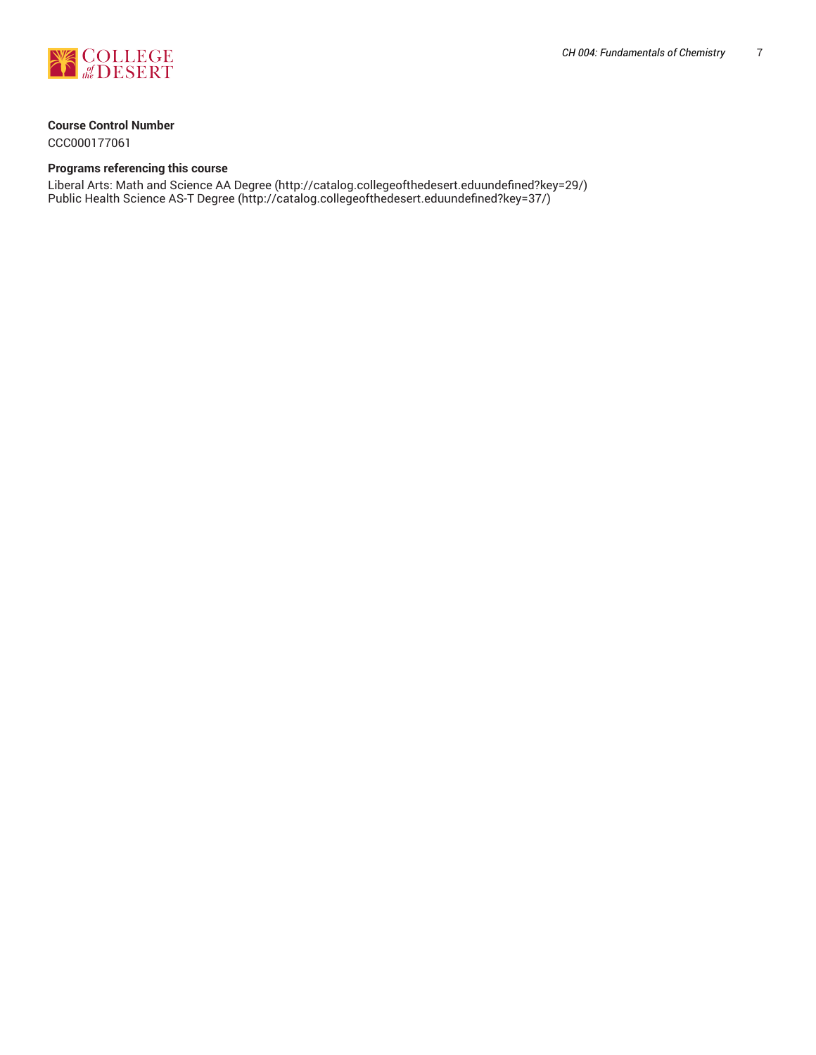**Course Control Number**

CCC000177061

**Programs referencing this course**

Liberal Arts: Math and Science AA Degree (http://catalog.collegeofthedesert.eduundefined?key=29/)
Public Health Science AS-T Degree (http://catalog.collegeofthedesert.eduundefined?key=37/)